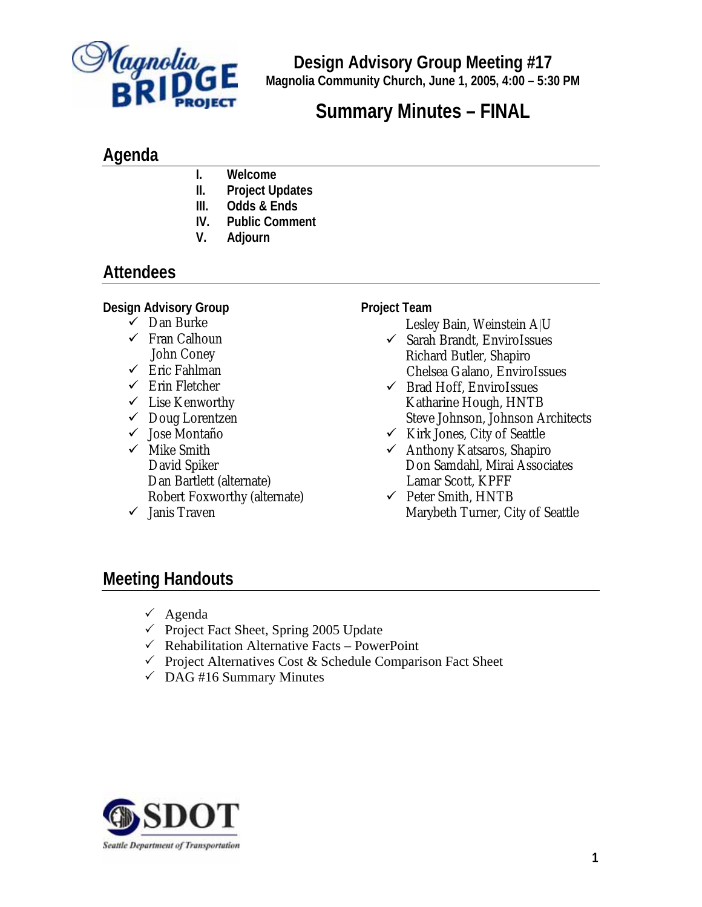# Design Advisory Group Meeting #17

**Magnolia Community Church, June 1, 2005, 4:00 – 5:30 PM**

## Summary Minutes – FINAL

## Agenda

- **I. Welcome**
- **II. Project Updates**
- **III. Odds & Ends**
- **IV. Public Comment**
- **V. Adjourn**

## Attendees

**Design Advisory Group**

- ✓ Dan Burke
- ✓ Fran Calhoun
- John Coney
- ✓ Eric Fahlman
- ✓ Erin Fletcher
- ✓ Lise Kenworthy
- ✓ Doug Lorentzen
- ✓ Jose Montaño
- ✓ Mike Smith
- David Spiker
- Dan Bartlett (alternate)
- Robert Foxworthy (alternate)
- ✓ Janis Traven

**Project Team**

- Lesley Bain, Weinstein A|U
- ✓ Sarah Brandt, EnviroIssues
- Richard Butler, Shapiro
- Chelsea Galano, EnviroIssues
- ✓ Brad Hoff, EnviroIssues
- Katharine Hough, HNTB
- Steve Johnson, Johnson Architects
- ✓ Kirk Jones, City of Seattle
- ✓ Anthony Katsaros, Shapiro
- Don Samdahl, Mirai Associates
- Lamar Scott, KPFF
- ✓ Peter Smith, HNTB
- Marybeth Turner, City of Seattle

## Meeting Handouts

- ✓ Agenda
- ✓ Project Fact Sheet, Spring 2005 Update
- ✓ Rehabilitation Alternative Facts – PowerPoint
- ✓ Project Alternatives Cost & Schedule Comparison Fact Sheet
- ✓ DAG #16 Summary Minutes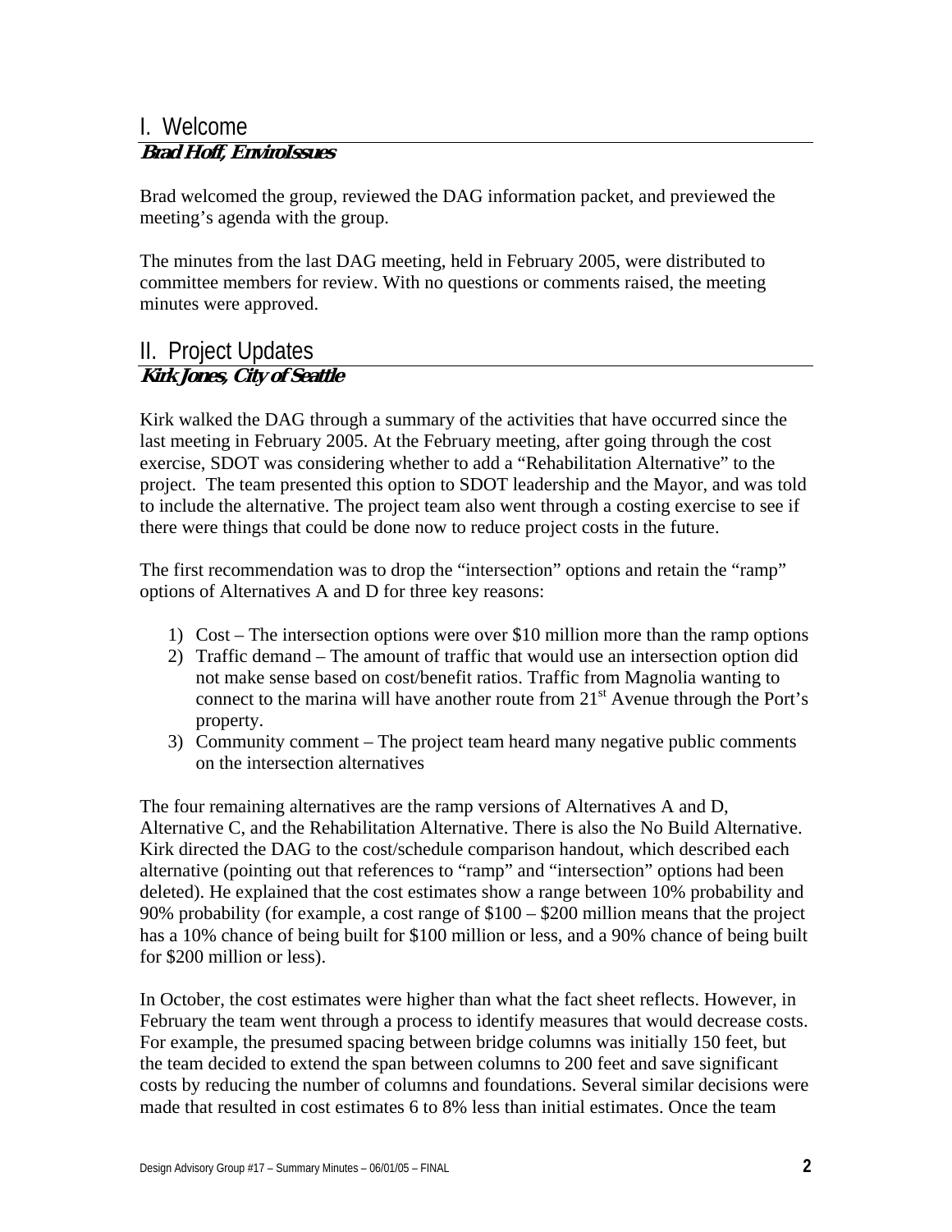## I. Welcome

***Brad Hoff, EnviroIssues***

Brad welcomed the group, reviewed the DAG information packet, and previewed the meeting's agenda with the group.

The minutes from the last DAG meeting, held in February 2005, were distributed to committee members for review. With no questions or comments raised, the meeting minutes were approved.

## II. Project Updates

***Kirk Jones, City of Seattle***

Kirk walked the DAG through a summary of the activities that have occurred since the last meeting in February 2005. At the February meeting, after going through the cost exercise, SDOT was considering whether to add a "Rehabilitation Alternative" to the project. The team presented this option to SDOT leadership and the Mayor, and was told to include the alternative. The project team also went through a costing exercise to see if there were things that could be done now to reduce project costs in the future.

The first recommendation was to drop the "intersection" options and retain the "ramp" options of Alternatives A and D for three key reasons:

1) Cost – The intersection options were over $10 million more than the ramp options
2) Traffic demand – The amount of traffic that would use an intersection option did not make sense based on cost/benefit ratios. Traffic from Magnolia wanting to connect to the marina will have another route from 21st Avenue through the Port's property.
3) Community comment – The project team heard many negative public comments on the intersection alternatives

The four remaining alternatives are the ramp versions of Alternatives A and D, Alternative C, and the Rehabilitation Alternative. There is also the No Build Alternative. Kirk directed the DAG to the cost/schedule comparison handout, which described each alternative (pointing out that references to "ramp" and "intersection" options had been deleted). He explained that the cost estimates show a range between 10% probability and 90% probability (for example, a cost range of $100 – $200 million means that the project has a 10% chance of being built for $100 million or less, and a 90% chance of being built for $200 million or less).

In October, the cost estimates were higher than what the fact sheet reflects. However, in February the team went through a process to identify measures that would decrease costs. For example, the presumed spacing between bridge columns was initially 150 feet, but the team decided to extend the span between columns to 200 feet and save significant costs by reducing the number of columns and foundations. Several similar decisions were made that resulted in cost estimates 6 to 8% less than initial estimates. Once the team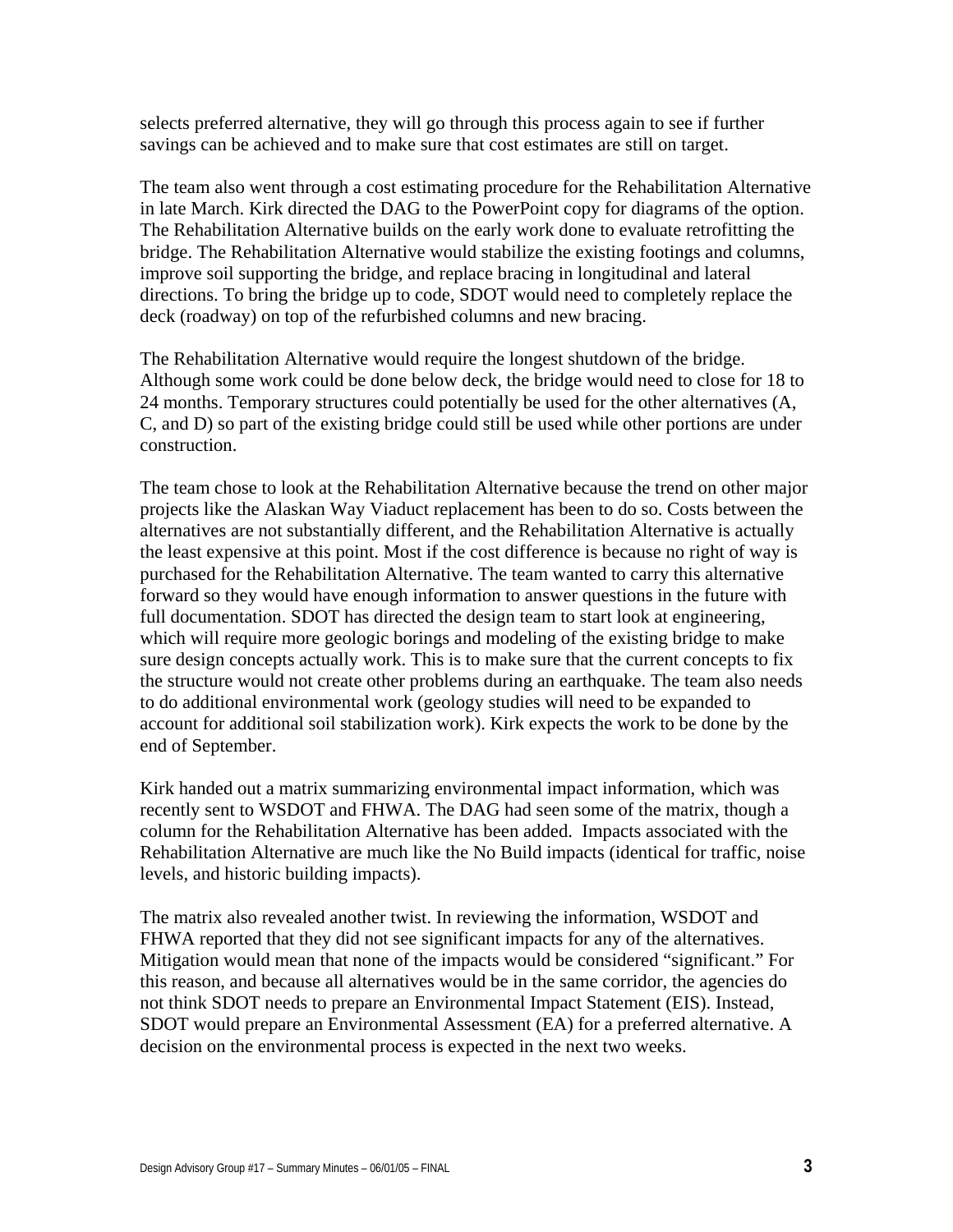selects preferred alternative, they will go through this process again to see if further savings can be achieved and to make sure that cost estimates are still on target.

The team also went through a cost estimating procedure for the Rehabilitation Alternative in late March. Kirk directed the DAG to the PowerPoint copy for diagrams of the option. The Rehabilitation Alternative builds on the early work done to evaluate retrofitting the bridge. The Rehabilitation Alternative would stabilize the existing footings and columns, improve soil supporting the bridge, and replace bracing in longitudinal and lateral directions. To bring the bridge up to code, SDOT would need to completely replace the deck (roadway) on top of the refurbished columns and new bracing.

The Rehabilitation Alternative would require the longest shutdown of the bridge. Although some work could be done below deck, the bridge would need to close for 18 to 24 months. Temporary structures could potentially be used for the other alternatives (A, C, and D) so part of the existing bridge could still be used while other portions are under construction.

The team chose to look at the Rehabilitation Alternative because the trend on other major projects like the Alaskan Way Viaduct replacement has been to do so. Costs between the alternatives are not substantially different, and the Rehabilitation Alternative is actually the least expensive at this point. Most if the cost difference is because no right of way is purchased for the Rehabilitation Alternative. The team wanted to carry this alternative forward so they would have enough information to answer questions in the future with full documentation. SDOT has directed the design team to start look at engineering, which will require more geologic borings and modeling of the existing bridge to make sure design concepts actually work. This is to make sure that the current concepts to fix the structure would not create other problems during an earthquake. The team also needs to do additional environmental work (geology studies will need to be expanded to account for additional soil stabilization work). Kirk expects the work to be done by the end of September.

Kirk handed out a matrix summarizing environmental impact information, which was recently sent to WSDOT and FHWA. The DAG had seen some of the matrix, though a column for the Rehabilitation Alternative has been added. Impacts associated with the Rehabilitation Alternative are much like the No Build impacts (identical for traffic, noise levels, and historic building impacts).

The matrix also revealed another twist. In reviewing the information, WSDOT and FHWA reported that they did not see significant impacts for any of the alternatives. Mitigation would mean that none of the impacts would be considered "significant." For this reason, and because all alternatives would be in the same corridor, the agencies do not think SDOT needs to prepare an Environmental Impact Statement (EIS). Instead, SDOT would prepare an Environmental Assessment (EA) for a preferred alternative. A decision on the environmental process is expected in the next two weeks.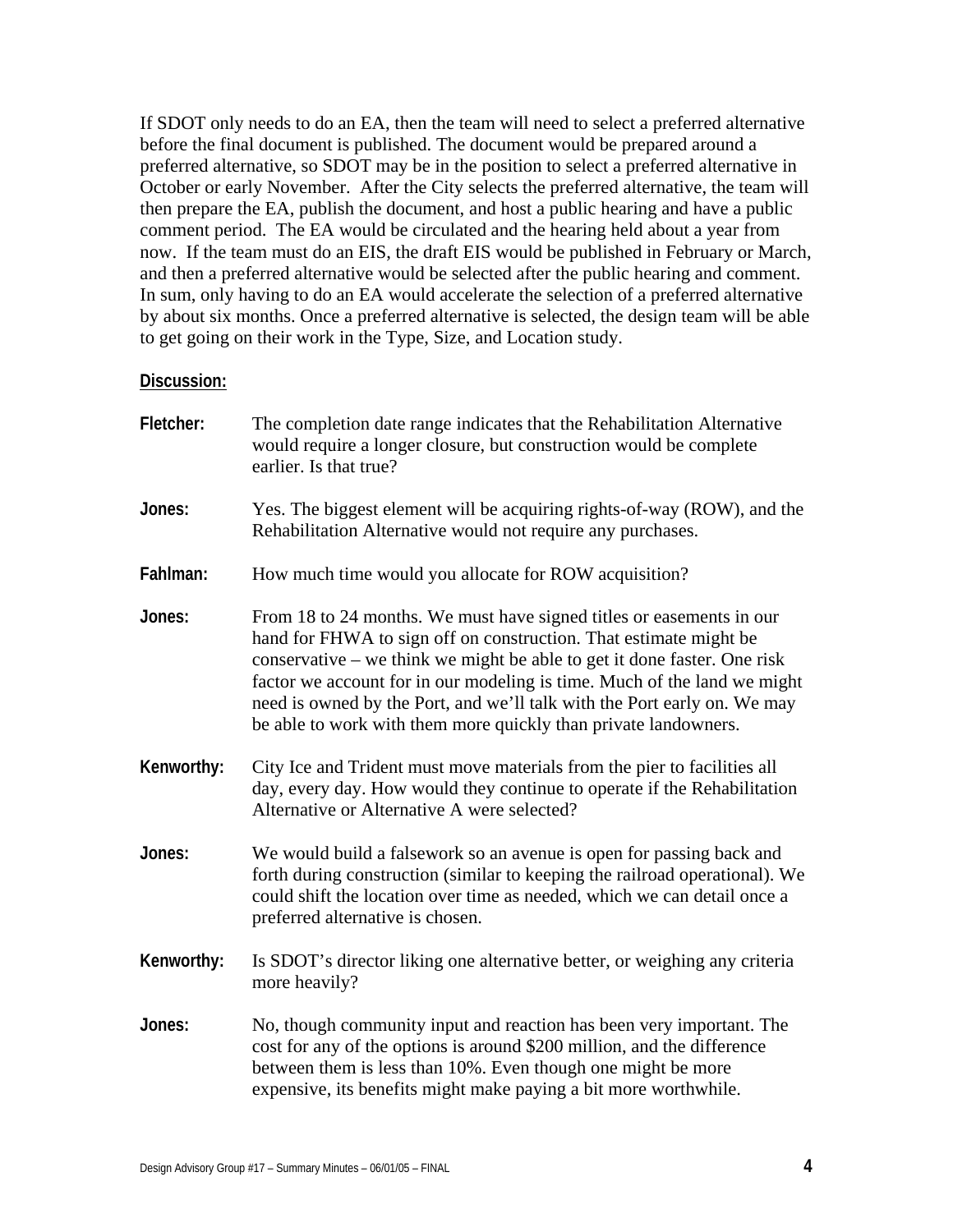If SDOT only needs to do an EA, then the team will need to select a preferred alternative before the final document is published. The document would be prepared around a preferred alternative, so SDOT may be in the position to select a preferred alternative in October or early November.  After the City selects the preferred alternative, the team will then prepare the EA, publish the document, and host a public hearing and have a public comment period.  The EA would be circulated and the hearing held about a year from now.  If the team must do an EIS, the draft EIS would be published in February or March, and then a preferred alternative would be selected after the public hearing and comment. In sum, only having to do an EA would accelerate the selection of a preferred alternative by about six months. Once a preferred alternative is selected, the design team will be able to get going on their work in the Type, Size, and Location study.

**Discussion:**

**Fletcher:** The completion date range indicates that the Rehabilitation Alternative would require a longer closure, but construction would be complete earlier. Is that true?

**Jones:** Yes. The biggest element will be acquiring rights-of-way (ROW), and the Rehabilitation Alternative would not require any purchases.

**Fahlman:** How much time would you allocate for ROW acquisition?

**Jones:** From 18 to 24 months. We must have signed titles or easements in our hand for FHWA to sign off on construction. That estimate might be conservative – we think we might be able to get it done faster. One risk factor we account for in our modeling is time. Much of the land we might need is owned by the Port, and we'll talk with the Port early on. We may be able to work with them more quickly than private landowners.

**Kenworthy:** City Ice and Trident must move materials from the pier to facilities all day, every day. How would they continue to operate if the Rehabilitation Alternative or Alternative A were selected?

**Jones:** We would build a falsework so an avenue is open for passing back and forth during construction (similar to keeping the railroad operational). We could shift the location over time as needed, which we can detail once a preferred alternative is chosen.

**Kenworthy:** Is SDOT's director liking one alternative better, or weighing any criteria more heavily?

**Jones:** No, though community input and reaction has been very important. The cost for any of the options is around $200 million, and the difference between them is less than 10%. Even though one might be more expensive, its benefits might make paying a bit more worthwhile.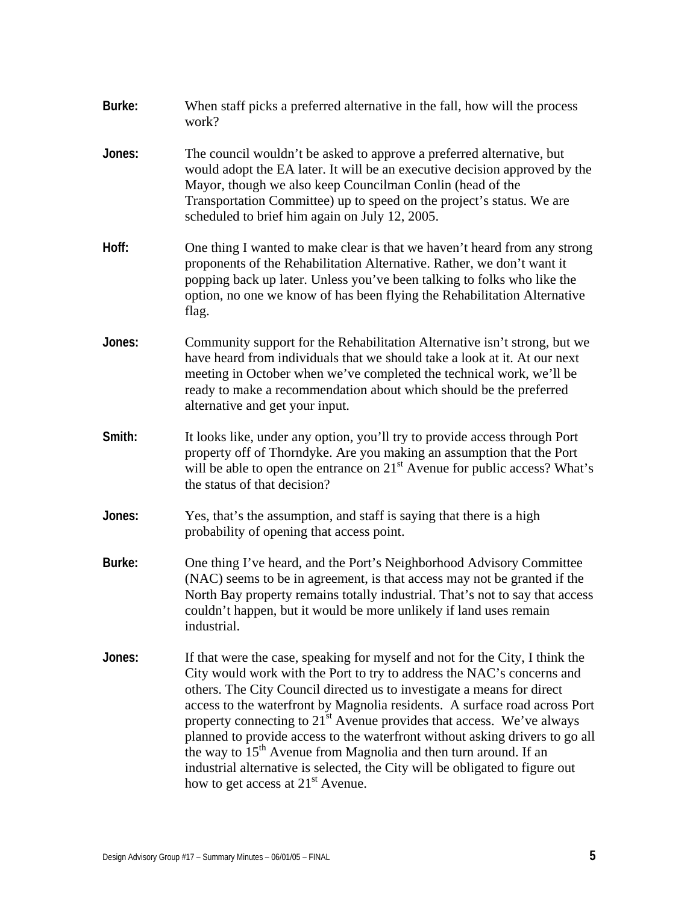**Burke:** When staff picks a preferred alternative in the fall, how will the process work?

**Jones:** The council wouldn't be asked to approve a preferred alternative, but would adopt the EA later. It will be an executive decision approved by the Mayor, though we also keep Councilman Conlin (head of the Transportation Committee) up to speed on the project's status. We are scheduled to brief him again on July 12, 2005.

**Hoff:** One thing I wanted to make clear is that we haven't heard from any strong proponents of the Rehabilitation Alternative. Rather, we don't want it popping back up later. Unless you've been talking to folks who like the option, no one we know of has been flying the Rehabilitation Alternative flag.

**Jones:** Community support for the Rehabilitation Alternative isn't strong, but we have heard from individuals that we should take a look at it. At our next meeting in October when we've completed the technical work, we'll be ready to make a recommendation about which should be the preferred alternative and get your input.

**Smith:** It looks like, under any option, you'll try to provide access through Port property off of Thorndyke. Are you making an assumption that the Port will be able to open the entrance on 21st Avenue for public access? What's the status of that decision?

**Jones:** Yes, that's the assumption, and staff is saying that there is a high probability of opening that access point.

**Burke:** One thing I've heard, and the Port's Neighborhood Advisory Committee (NAC) seems to be in agreement, is that access may not be granted if the North Bay property remains totally industrial. That's not to say that access couldn't happen, but it would be more unlikely if land uses remain industrial.

**Jones:** If that were the case, speaking for myself and not for the City, I think the City would work with the Port to try to address the NAC's concerns and others. The City Council directed us to investigate a means for direct access to the waterfront by Magnolia residents. A surface road across Port property connecting to 21st Avenue provides that access. We've always planned to provide access to the waterfront without asking drivers to go all the way to 15th Avenue from Magnolia and then turn around. If an industrial alternative is selected, the City will be obligated to figure out how to get access at 21st Avenue.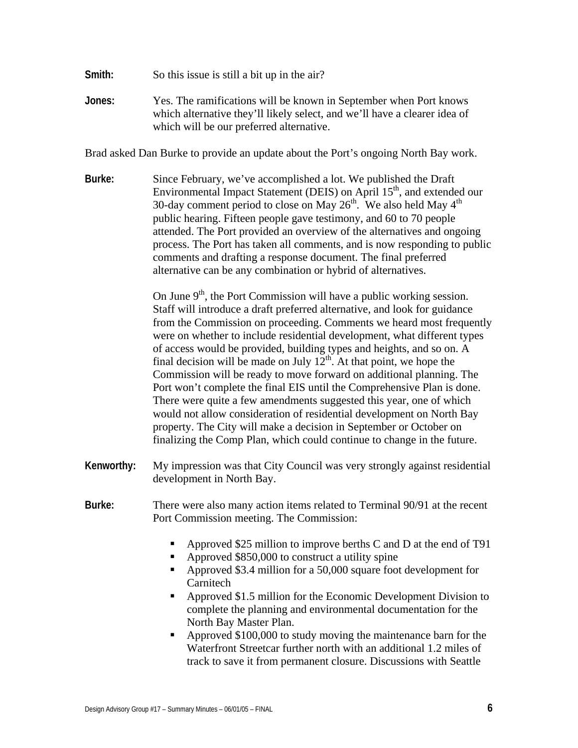**Smith:** So this issue is still a bit up in the air?

**Jones:** Yes. The ramifications will be known in September when Port knows which alternative they'll likely select, and we'll have a clearer idea of which will be our preferred alternative.

Brad asked Dan Burke to provide an update about the Port's ongoing North Bay work.

**Burke:** Since February, we've accomplished a lot. We published the Draft Environmental Impact Statement (DEIS) on April 15th, and extended our 30-day comment period to close on May 26th. We also held May 4th public hearing. Fifteen people gave testimony, and 60 to 70 people attended. The Port provided an overview of the alternatives and ongoing process. The Port has taken all comments, and is now responding to public comments and drafting a response document. The final preferred alternative can be any combination or hybrid of alternatives.

On June 9th, the Port Commission will have a public working session. Staff will introduce a draft preferred alternative, and look for guidance from the Commission on proceeding. Comments we heard most frequently were on whether to include residential development, what different types of access would be provided, building types and heights, and so on. A final decision will be made on July 12th. At that point, we hope the Commission will be ready to move forward on additional planning. The Port won't complete the final EIS until the Comprehensive Plan is done. There were quite a few amendments suggested this year, one of which would not allow consideration of residential development on North Bay property. The City will make a decision in September or October on finalizing the Comp Plan, which could continue to change in the future.

**Kenworthy:** My impression was that City Council was very strongly against residential development in North Bay.

**Burke:** There were also many action items related to Terminal 90/91 at the recent Port Commission meeting. The Commission:

- Approved \$25 million to improve berths C and D at the end of T91
- Approved \$850,000 to construct a utility spine
- Approved \$3.4 million for a 50,000 square foot development for Carnitech
- Approved \$1.5 million for the Economic Development Division to complete the planning and environmental documentation for the North Bay Master Plan.
- Approved \$100,000 to study moving the maintenance barn for the Waterfront Streetcar further north with an additional 1.2 miles of track to save it from permanent closure. Discussions with Seattle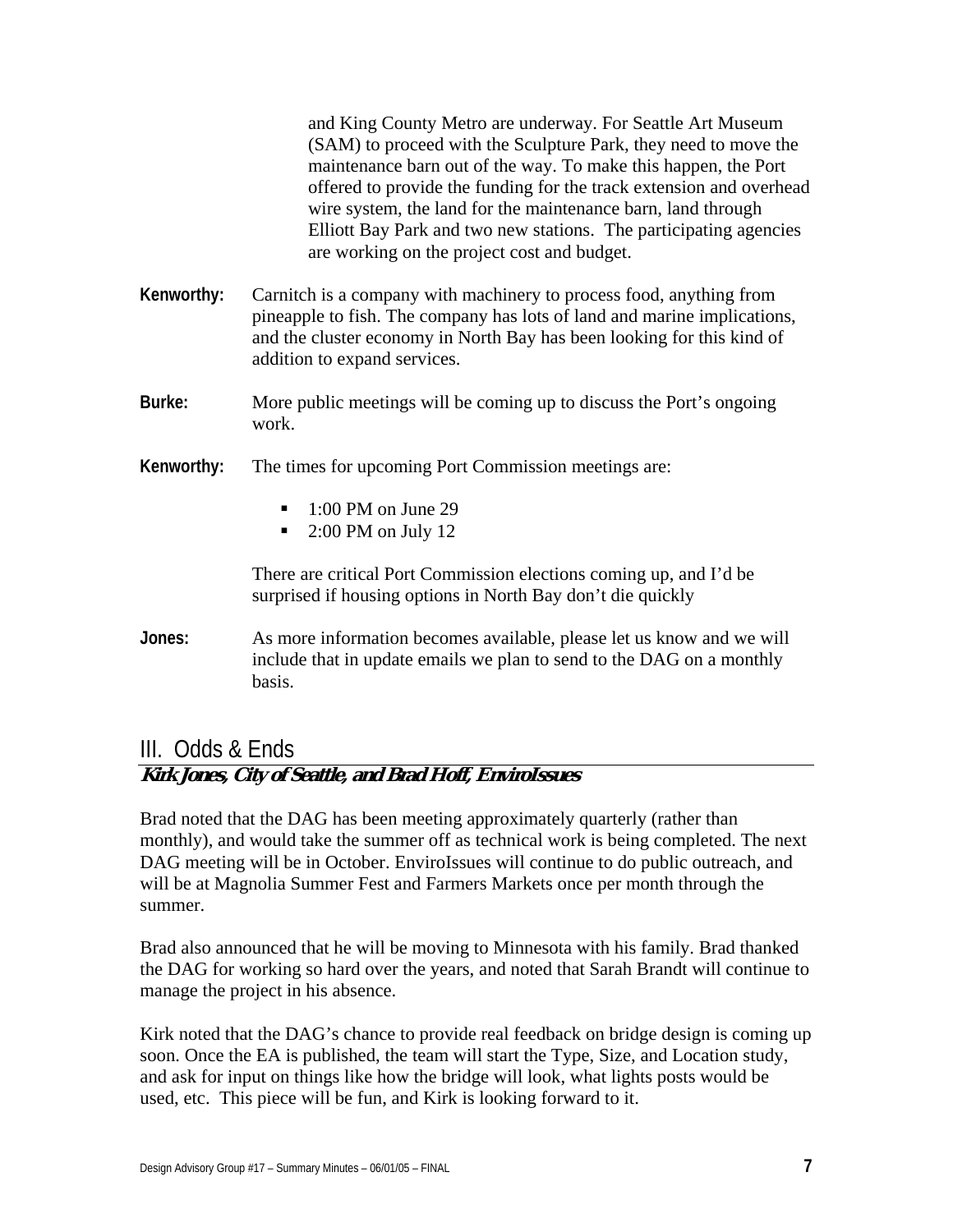and King County Metro are underway. For Seattle Art Museum (SAM) to proceed with the Sculpture Park, they need to move the maintenance barn out of the way. To make this happen, the Port offered to provide the funding for the track extension and overhead wire system, the land for the maintenance barn, land through Elliott Bay Park and two new stations. The participating agencies are working on the project cost and budget.

**Kenworthy:** Carnitch is a company with machinery to process food, anything from pineapple to fish. The company has lots of land and marine implications, and the cluster economy in North Bay has been looking for this kind of addition to expand services.

**Burke:** More public meetings will be coming up to discuss the Port's ongoing work.

**Kenworthy:** The times for upcoming Port Commission meetings are:

- 1:00 PM on June 29
- 2:00 PM on July 12

There are critical Port Commission elections coming up, and I'd be surprised if housing options in North Bay don't die quickly

**Jones:** As more information becomes available, please let us know and we will include that in update emails we plan to send to the DAG on a monthly basis.

## III. Odds & Ends

***Kirk Jones, City of Seattle, and Brad Hoff, EnviroIssues***

Brad noted that the DAG has been meeting approximately quarterly (rather than monthly), and would take the summer off as technical work is being completed. The next DAG meeting will be in October. EnviroIssues will continue to do public outreach, and will be at Magnolia Summer Fest and Farmers Markets once per month through the summer.

Brad also announced that he will be moving to Minnesota with his family. Brad thanked the DAG for working so hard over the years, and noted that Sarah Brandt will continue to manage the project in his absence.

Kirk noted that the DAG's chance to provide real feedback on bridge design is coming up soon. Once the EA is published, the team will start the Type, Size, and Location study, and ask for input on things like how the bridge will look, what lights posts would be used, etc. This piece will be fun, and Kirk is looking forward to it.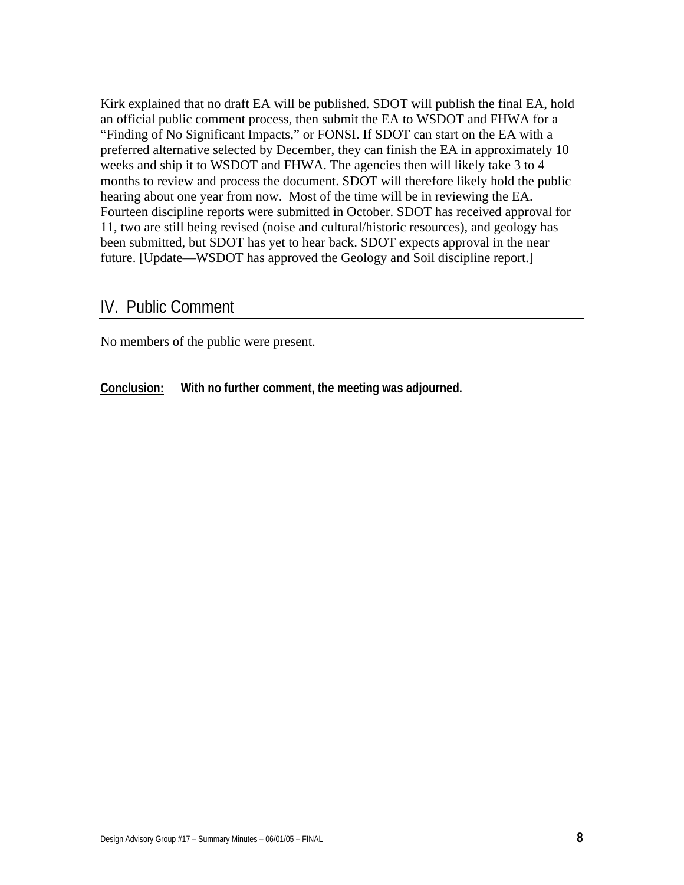Kirk explained that no draft EA will be published. SDOT will publish the final EA, hold an official public comment process, then submit the EA to WSDOT and FHWA for a "Finding of No Significant Impacts," or FONSI. If SDOT can start on the EA with a preferred alternative selected by December, they can finish the EA in approximately 10 weeks and ship it to WSDOT and FHWA. The agencies then will likely take 3 to 4 months to review and process the document. SDOT will therefore likely hold the public hearing about one year from now. Most of the time will be in reviewing the EA. Fourteen discipline reports were submitted in October. SDOT has received approval for 11, two are still being revised (noise and cultural/historic resources), and geology has been submitted, but SDOT has yet to hear back. SDOT expects approval in the near future. [Update—WSDOT has approved the Geology and Soil discipline report.]

## IV. Public Comment

No members of the public were present.

**Conclusion:** **With no further comment, the meeting was adjourned.**